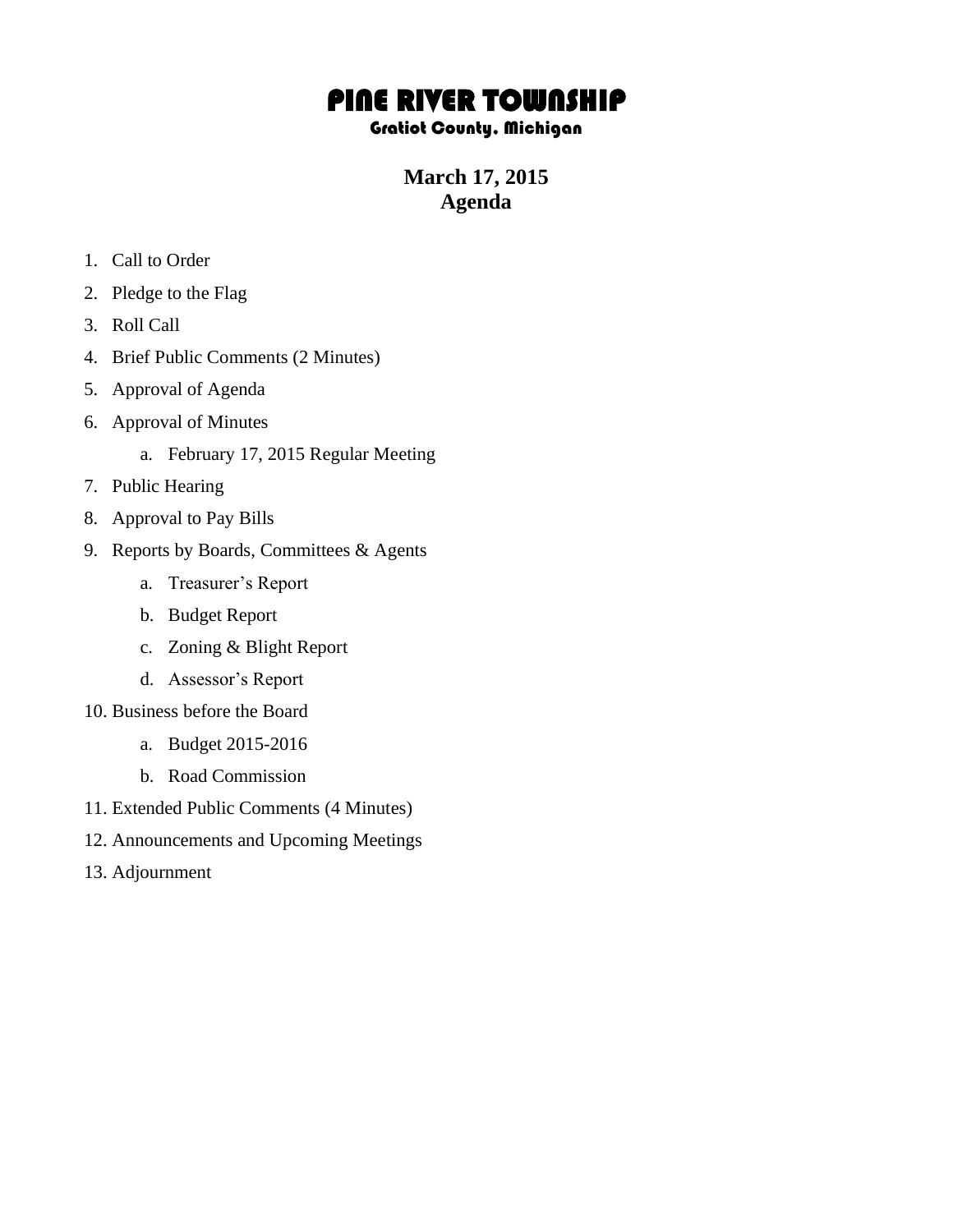# PINE RIVER TOWNSHIP

### Gratiot County, Michigan

## March 17, 2015
## Agenda

1. Call to Order
2. Pledge to the Flag
3. Roll Call
4. Brief Public Comments (2 Minutes)
5. Approval of Agenda
6. Approval of Minutes
    a. February 17, 2015 Regular Meeting
7. Public Hearing
8. Approval to Pay Bills
9. Reports by Boards, Committees & Agents
    a. Treasurer's Report
    b. Budget Report
    c. Zoning & Blight Report
    d. Assessor's Report
10. Business before the Board
    a. Budget 2015-2016
    b. Road Commission
11. Extended Public Comments (4 Minutes)
12. Announcements and Upcoming Meetings
13. Adjournment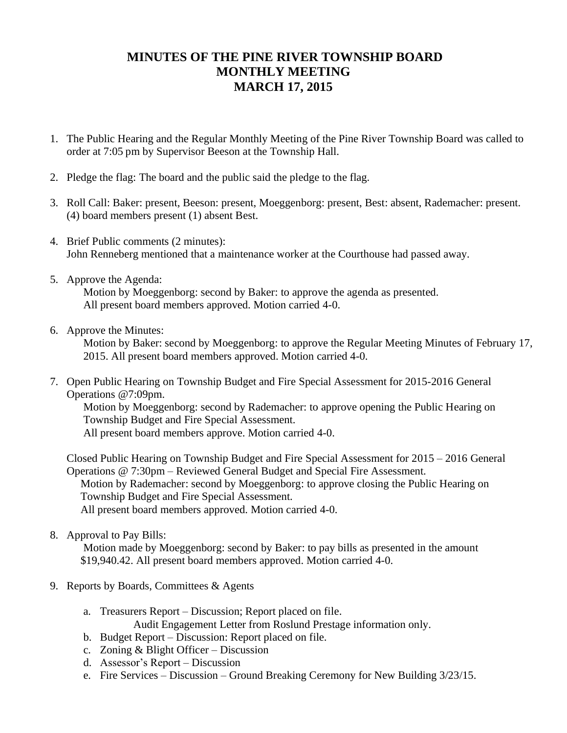# MINUTES OF THE PINE RIVER TOWNSHIP BOARD MONTHLY MEETING MARCH 17, 2015

1. The Public Hearing and the Regular Monthly Meeting of the Pine River Township Board was called to order at 7:05 pm by Supervisor Beeson at the Township Hall.

2. Pledge the flag: The board and the public said the pledge to the flag.

3. Roll Call: Baker: present, Beeson: present, Moeggenborg: present, Best: absent, Rademacher: present. (4) board members present (1) absent Best.

4. Brief Public comments (2 minutes):
   John Renneberg mentioned that a maintenance worker at the Courthouse had passed away.

5. Approve the Agenda:
   Motion by Moeggenborg: second by Baker: to approve the agenda as presented. All present board members approved. Motion carried 4-0.

6. Approve the Minutes:
   Motion by Baker: second by Moeggenborg: to approve the Regular Meeting Minutes of February 17, 2015. All present board members approved. Motion carried 4-0.

7. Open Public Hearing on Township Budget and Fire Special Assessment for 2015-2016 General Operations @7:09pm.
   Motion by Moeggenborg: second by Rademacher: to approve opening the Public Hearing on Township Budget and Fire Special Assessment.
   All present board members approve. Motion carried 4-0.

   Closed Public Hearing on Township Budget and Fire Special Assessment for 2015 – 2016 General Operations @ 7:30pm – Reviewed General Budget and Special Fire Assessment.
   Motion by Rademacher: second by Moeggenborg: to approve closing the Public Hearing on Township Budget and Fire Special Assessment.
   All present board members approved. Motion carried 4-0.

8. Approval to Pay Bills:
   Motion made by Moeggenborg: second by Baker: to pay bills as presented in the amount $19,940.42. All present board members approved. Motion carried 4-0.

9. Reports by Boards, Committees & Agents

   a. Treasurers Report – Discussion; Report placed on file.
      Audit Engagement Letter from Roslund Prestage information only.
   b. Budget Report – Discussion: Report placed on file.
   c. Zoning & Blight Officer – Discussion
   d. Assessor's Report – Discussion
   e. Fire Services – Discussion – Ground Breaking Ceremony for New Building 3/23/15.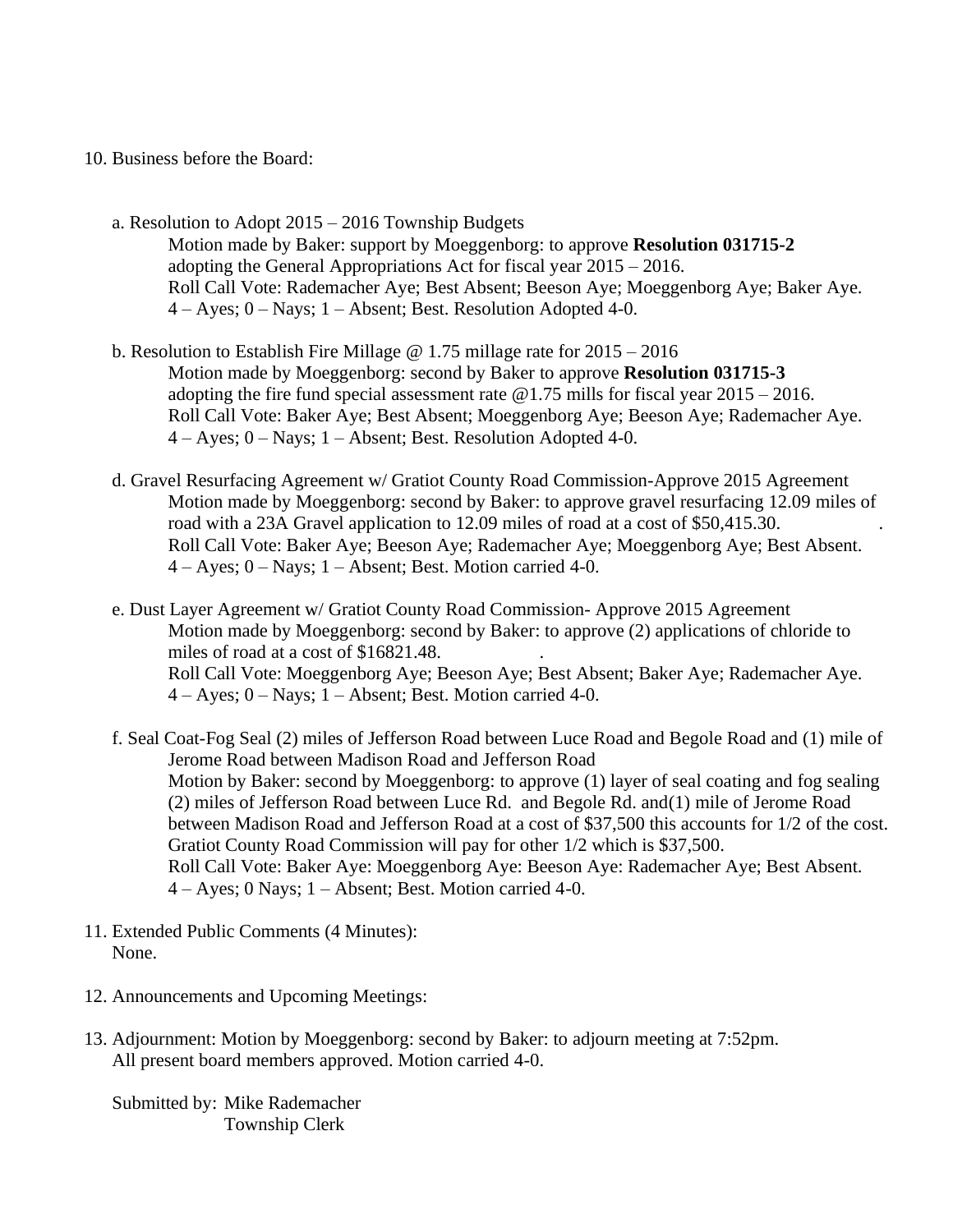10. Business before the Board:

    a. Resolution to Adopt 2015 – 2016 Township Budgets
    Motion made by Baker: support by Moeggenborg: to approve **Resolution 031715-2** adopting the General Appropriations Act for fiscal year 2015 – 2016.
    Roll Call Vote: Rademacher Aye; Best Absent; Beeson Aye; Moeggenborg Aye; Baker Aye.
    4 – Ayes; 0 – Nays; 1 – Absent; Best. Resolution Adopted 4-0.

    b. Resolution to Establish Fire Millage @ 1.75 millage rate for 2015 – 2016
    Motion made by Moeggenborg: second by Baker to approve **Resolution 031715-3** adopting the fire fund special assessment rate @1.75 mills for fiscal year 2015 – 2016.
    Roll Call Vote: Baker Aye; Best Absent; Moeggenborg Aye; Beeson Aye; Rademacher Aye.
    4 – Ayes; 0 – Nays; 1 – Absent; Best. Resolution Adopted 4-0.

    d. Gravel Resurfacing Agreement w/ Gratiot County Road Commission-Approve 2015 Agreement
    Motion made by Moeggenborg: second by Baker: to approve gravel resurfacing 12.09 miles of road with a 23A Gravel application to 12.09 miles of road at a cost of $50,415.30. .
    Roll Call Vote: Baker Aye; Beeson Aye; Rademacher Aye; Moeggenborg Aye; Best Absent.
    4 – Ayes; 0 – Nays; 1 – Absent; Best. Motion carried 4-0.

    e. Dust Layer Agreement w/ Gratiot County Road Commission- Approve 2015 Agreement
    Motion made by Moeggenborg: second by Baker: to approve (2) applications of chloride to miles of road at a cost of $16821.48. .
    Roll Call Vote: Moeggenborg Aye; Beeson Aye; Best Absent; Baker Aye; Rademacher Aye.
    4 – Ayes; 0 – Nays; 1 – Absent; Best. Motion carried 4-0.

    f. Seal Coat-Fog Seal (2) miles of Jefferson Road between Luce Road and Begole Road and (1) mile of Jerome Road between Madison Road and Jefferson Road
    Motion by Baker: second by Moeggenborg: to approve (1) layer of seal coating and fog sealing (2) miles of Jefferson Road between Luce Rd. and Begole Rd. and(1) mile of Jerome Road between Madison Road and Jefferson Road at a cost of $37,500 this accounts for 1/2 of the cost. Gratiot County Road Commission will pay for other 1/2 which is $37,500.
    Roll Call Vote: Baker Aye: Moeggenborg Aye: Beeson Aye: Rademacher Aye; Best Absent.
    4 – Ayes; 0 Nays; 1 – Absent; Best. Motion carried 4-0.

11. Extended Public Comments (4 Minutes):
    None.

12. Announcements and Upcoming Meetings:

13. Adjournment: Motion by Moeggenborg: second by Baker: to adjourn meeting at 7:52pm.
    All present board members approved. Motion carried 4-0.

    Submitted by: Mike Rademacher
    Township Clerk